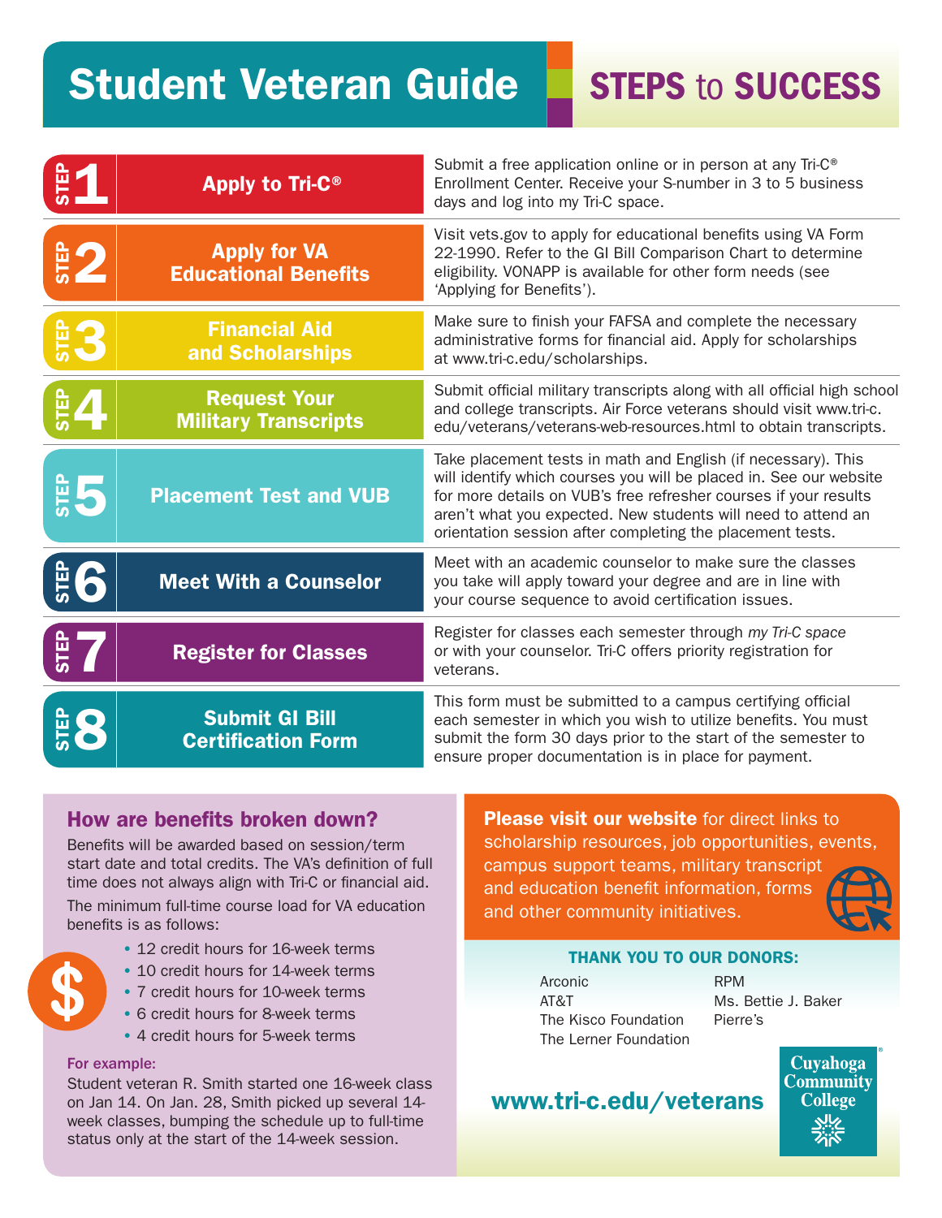# Student Veteran Guide

## STEPS to SUCCESS

### STEP 1 — Apply to Tri-C®

Submit a free application online or in person at any Tri-C® Enrollment Center. Receive your S-number in 3 to 5 business days and log into my Tri-C space.

### STEP 2 — Apply for VA Educational Benefits

Visit vets.gov to apply for educational benefits using VA Form 22-1990. Refer to the GI Bill Comparison Chart to determine eligibility. VONAPP is available for other form needs (see 'Applying for Benefits').

### STEP 3 — Financial Aid and Scholarships

Make sure to finish your FAFSA and complete the necessary administrative forms for financial aid. Apply for scholarships at www.tri-c.edu/scholarships.

### STEP 4 — Request Your Military Transcripts

Submit official military transcripts along with all official high school and college transcripts. Air Force veterans should visit www.tri-c.edu/veterans/veterans-web-resources.html to obtain transcripts.

### STEP 5 — Placement Test and VUB

Take placement tests in math and English (if necessary). This will identify which courses you will be placed in. See our website for more details on VUB's free refresher courses if your results aren't what you expected. New students will need to attend an orientation session after completing the placement tests.

### STEP 6 — Meet With a Counselor

Meet with an academic counselor to make sure the classes you take will apply toward your degree and are in line with your course sequence to avoid certification issues.

### STEP 7 — Register for Classes

Register for classes each semester through *my Tri-C space* or with your counselor. Tri-C offers priority registration for veterans.

### STEP 8 — Submit GI Bill Certification Form

This form must be submitted to a campus certifying official each semester in which you wish to utilize benefits. You must submit the form 30 days prior to the start of the semester to ensure proper documentation is in place for payment.

## How are benefits broken down?

Benefits will be awarded based on session/term start date and total credits. The VA's definition of full time does not always align with Tri-C or financial aid.

The minimum full-time course load for VA education benefits is as follows:

- 12 credit hours for 16-week terms
- 10 credit hours for 14-week terms
- 7 credit hours for 10-week terms
- 6 credit hours for 8-week terms
- 4 credit hours for 5-week terms

**For example:**

Student veteran R. Smith started one 16-week class on Jan 14. On Jan. 28, Smith picked up several 14-week classes, bumping the schedule up to full-time status only at the start of the 14-week session.

**Please visit our website** for direct links to scholarship resources, job opportunities, events, campus support teams, military transcript and education benefit information, forms and other community initiatives.

### THANK YOU TO OUR DONORS:

- Arconic
- AT&T
- The Kisco Foundation
- The Lerner Foundation
- RPM
- Ms. Bettie J. Baker
- Pierre's

**www.tri-c.edu/veterans**

Cuyahoga Community College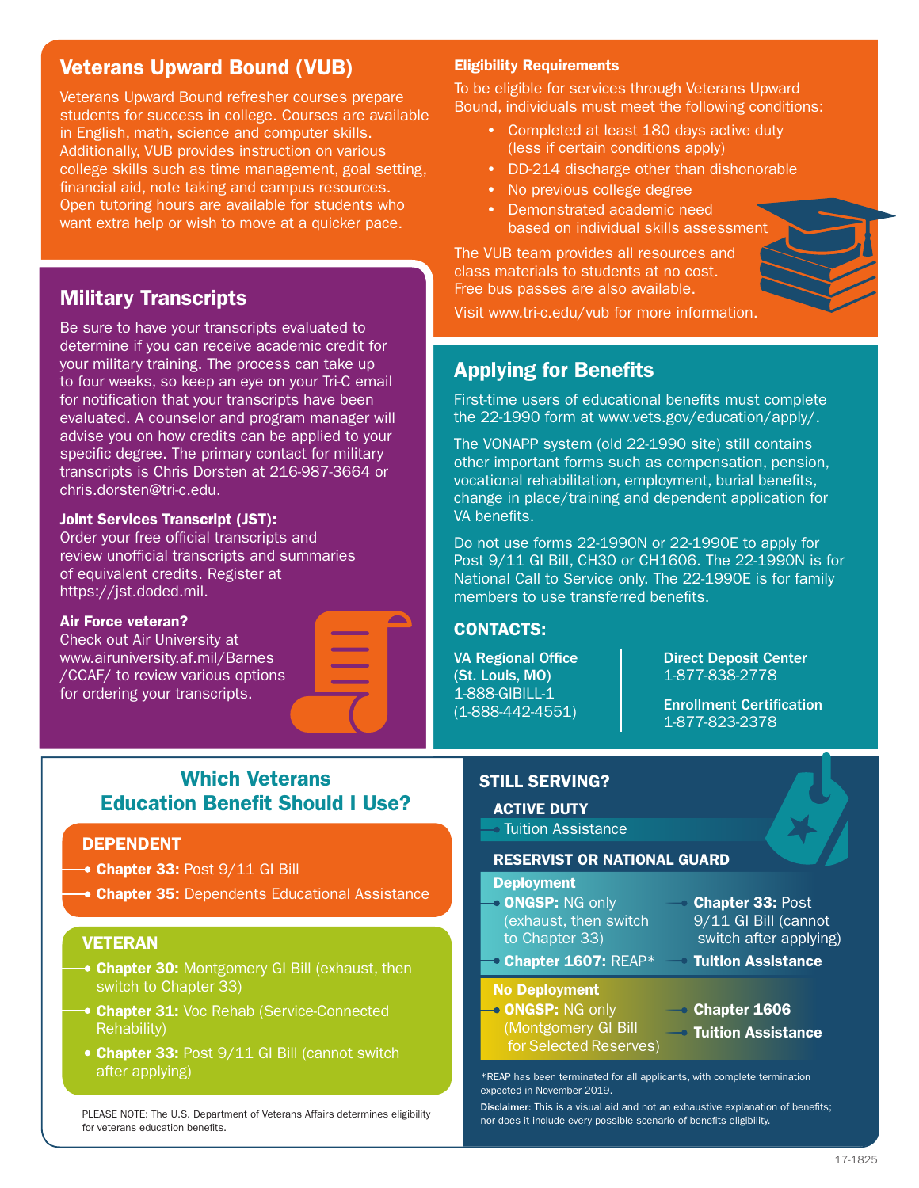## Veterans Upward Bound (VUB)

Veterans Upward Bound refresher courses prepare students for success in college. Courses are available in English, math, science and computer skills. Additionally, VUB provides instruction on various college skills such as time management, goal setting, financial aid, note taking and campus resources. Open tutoring hours are available for students who want extra help or wish to move at a quicker pace.

**Eligibility Requirements**

To be eligible for services through Veterans Upward Bound, individuals must meet the following conditions:

- Completed at least 180 days active duty (less if certain conditions apply)
- DD-214 discharge other than dishonorable
- No previous college degree
- Demonstrated academic need based on individual skills assessment

The VUB team provides all resources and class materials to students at no cost. Free bus passes are also available.

Visit www.tri-c.edu/vub for more information.

## Military Transcripts

Be sure to have your transcripts evaluated to determine if you can receive academic credit for your military training. The process can take up to four weeks, so keep an eye on your Tri-C email for notification that your transcripts have been evaluated. A counselor and program manager will advise you on how credits can be applied to your specific degree. The primary contact for military transcripts is Chris Dorsten at 216-987-3664 or chris.dorsten@tri-c.edu.

**Joint Services Transcript (JST):**
Order your free official transcripts and review unofficial transcripts and summaries of equivalent credits. Register at https://jst.doded.mil.

**Air Force veteran?**
Check out Air University at www.airuniversity.af.mil/Barnes/CCAF/ to review various options for ordering your transcripts.

## Applying for Benefits

First-time users of educational benefits must complete the 22-1990 form at www.vets.gov/education/apply/.

The VONAPP system (old 22-1990 site) still contains other important forms such as compensation, pension, vocational rehabilitation, employment, burial benefits, change in place/training and dependent application for VA benefits.

Do not use forms 22-1990N or 22-1990E to apply for Post 9/11 GI Bill, CH30 or CH1606. The 22-1990N is for National Call to Service only. The 22-1990E is for family members to use transferred benefits.

### CONTACTS:

**VA Regional Office (St. Louis, MO)**
1-888-GIBILL-1
(1-888-442-4551)

**Direct Deposit Center**
1-877-838-2778

**Enrollment Certification**
1-877-823-2378

## Which Veterans Education Benefit Should I Use?

### DEPENDENT

- **Chapter 33:** Post 9/11 GI Bill
- **Chapter 35:** Dependents Educational Assistance

### VETERAN

- **Chapter 30:** Montgomery GI Bill (exhaust, then switch to Chapter 33)
- **Chapter 31:** Voc Rehab (Service-Connected Rehability)
- **Chapter 33:** Post 9/11 GI Bill (cannot switch after applying)

PLEASE NOTE: The U.S. Department of Veterans Affairs determines eligibility for veterans education benefits.

## STILL SERVING?

### ACTIVE DUTY

- Tuition Assistance

### RESERVIST OR NATIONAL GUARD

**Deployment**

- **ONGSP:** NG only (exhaust, then switch to Chapter 33)
- **Chapter 1607:** REAP*
- **Chapter 33:** Post 9/11 GI Bill (cannot switch after applying)
- **Tuition Assistance**

**No Deployment**

- **ONGSP:** NG only (Montgomery GI Bill for Selected Reserves)
- **Chapter 1606**
- **Tuition Assistance**

*REAP has been terminated for all applicants, with complete termination expected in November 2019.

**Disclaimer:** This is a visual aid and not an exhaustive explanation of benefits; nor does it include every possible scenario of benefits eligibility.

17-1825